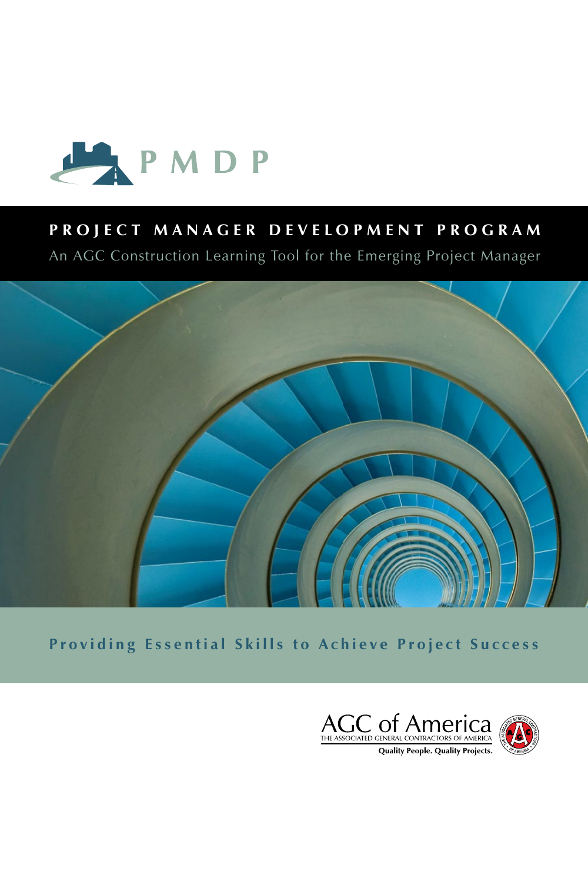PMDP

# PROJECT MANAGER DEVELOPMENT PROGRAM

An AGC Construction Learning Tool for the Emerging Project Manager

**Providing Essential Skills to Achieve Project Success**

AGC of America
THE ASSOCIATED GENERAL CONTRACTORS OF AMERICA
**Quality People. Quality Projects.**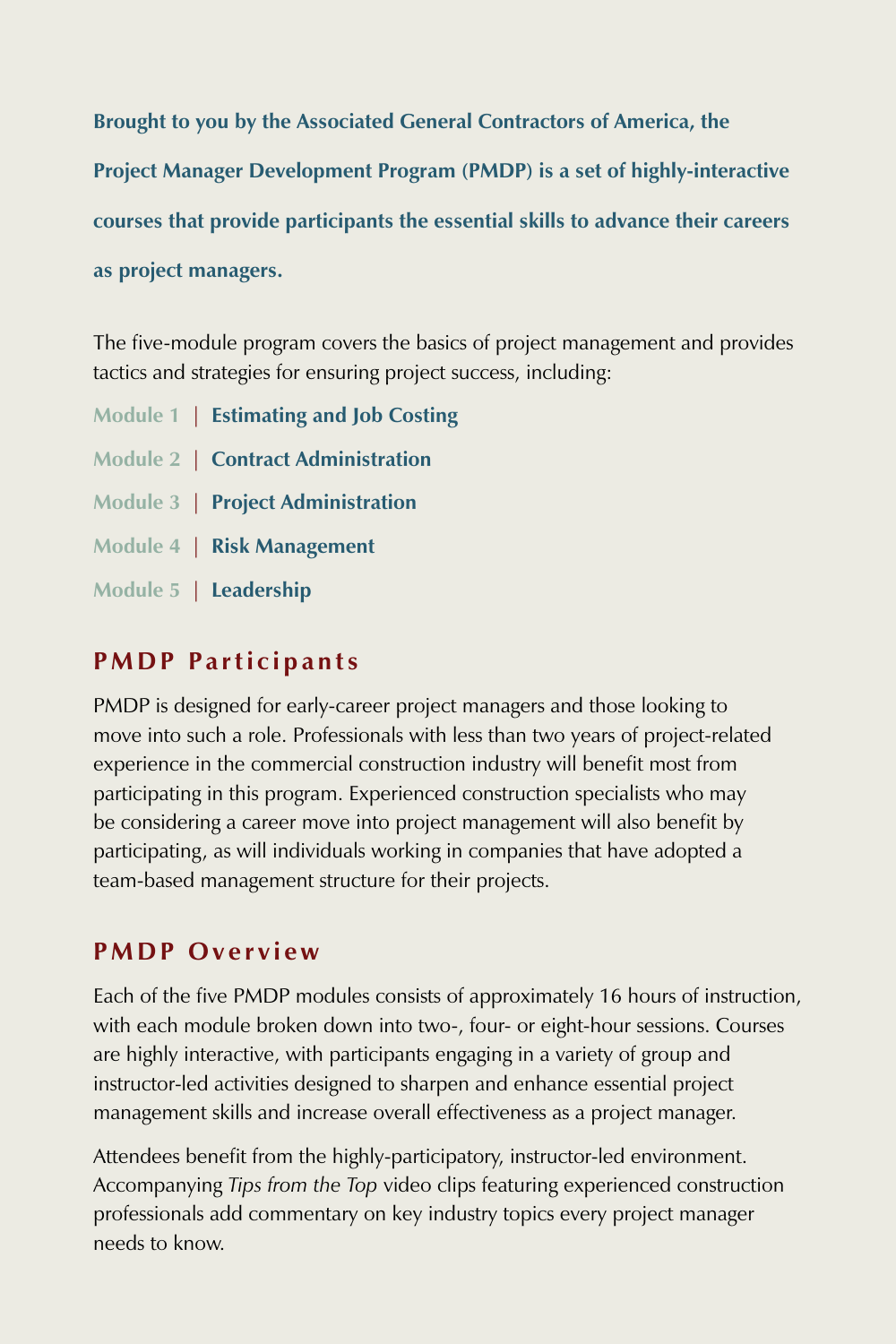**Brought to you by the Associated General Contractors of America, the Project Manager Development Program (PMDP) is a set of highly-interactive courses that provide participants the essential skills to advance their careers as project managers.**

The five-module program covers the basics of project management and provides tactics and strategies for ensuring project success, including:

- Module 1 | **Estimating and Job Costing**
- Module 2 | **Contract Administration**
- Module 3 | **Project Administration**
- Module 4 | **Risk Management**
- Module 5 | **Leadership**

## PMDP Participants

PMDP is designed for early-career project managers and those looking to move into such a role. Professionals with less than two years of project-related experience in the commercial construction industry will benefit most from participating in this program. Experienced construction specialists who may be considering a career move into project management will also benefit by participating, as will individuals working in companies that have adopted a team-based management structure for their projects.

## PMDP Overview

Each of the five PMDP modules consists of approximately 16 hours of instruction, with each module broken down into two-, four- or eight-hour sessions. Courses are highly interactive, with participants engaging in a variety of group and instructor-led activities designed to sharpen and enhance essential project management skills and increase overall effectiveness as a project manager.

Attendees benefit from the highly-participatory, instructor-led environment. Accompanying *Tips from the Top* video clips featuring experienced construction professionals add commentary on key industry topics every project manager needs to know.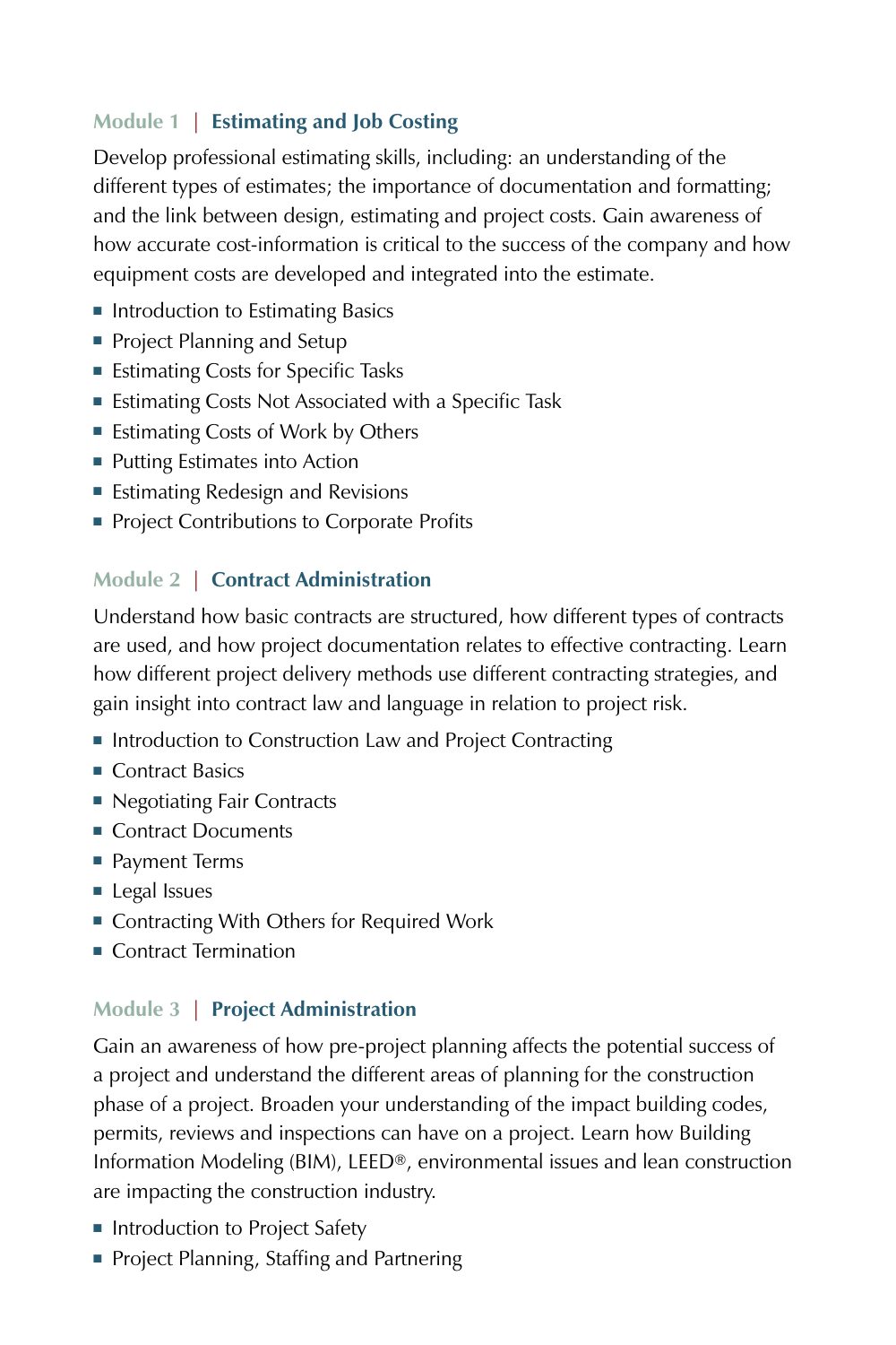## Module 1 | Estimating and Job Costing

Develop professional estimating skills, including: an understanding of the different types of estimates; the importance of documentation and formatting; and the link between design, estimating and project costs. Gain awareness of how accurate cost-information is critical to the success of the company and how equipment costs are developed and integrated into the estimate.

- Introduction to Estimating Basics
- Project Planning and Setup
- Estimating Costs for Specific Tasks
- Estimating Costs Not Associated with a Specific Task
- Estimating Costs of Work by Others
- Putting Estimates into Action
- Estimating Redesign and Revisions
- Project Contributions to Corporate Profits

## Module 2 | Contract Administration

Understand how basic contracts are structured, how different types of contracts are used, and how project documentation relates to effective contracting. Learn how different project delivery methods use different contracting strategies, and gain insight into contract law and language in relation to project risk.

- Introduction to Construction Law and Project Contracting
- Contract Basics
- Negotiating Fair Contracts
- Contract Documents
- Payment Terms
- Legal Issues
- Contracting With Others for Required Work
- Contract Termination

## Module 3 | Project Administration

Gain an awareness of how pre-project planning affects the potential success of a project and understand the different areas of planning for the construction phase of a project. Broaden your understanding of the impact building codes, permits, reviews and inspections can have on a project. Learn how Building Information Modeling (BIM), LEED®, environmental issues and lean construction are impacting the construction industry.

- Introduction to Project Safety
- Project Planning, Staffing and Partnering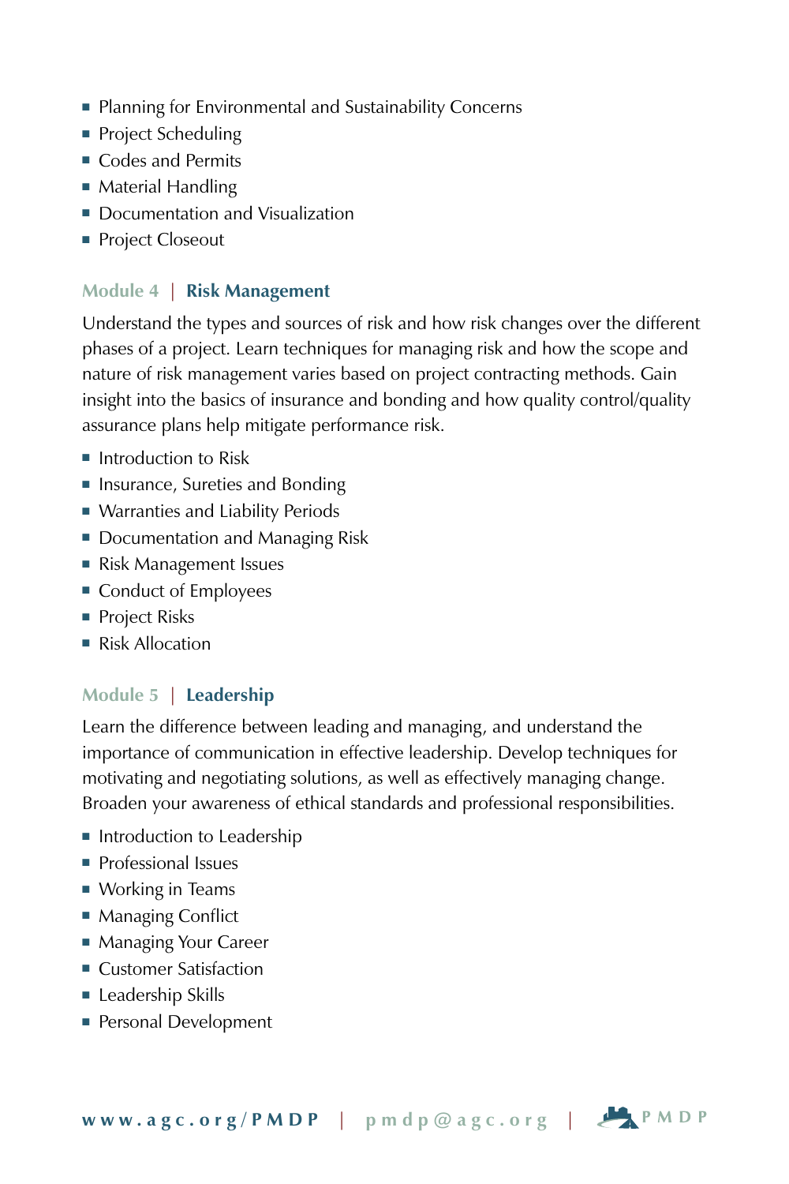- Planning for Environmental and Sustainability Concerns
- Project Scheduling
- Codes and Permits
- Material Handling
- Documentation and Visualization
- Project Closeout

### Module 4 | **Risk Management**

Understand the types and sources of risk and how risk changes over the different phases of a project. Learn techniques for managing risk and how the scope and nature of risk management varies based on project contracting methods. Gain insight into the basics of insurance and bonding and how quality control/quality assurance plans help mitigate performance risk.

- Introduction to Risk
- Insurance, Sureties and Bonding
- Warranties and Liability Periods
- Documentation and Managing Risk
- Risk Management Issues
- Conduct of Employees
- Project Risks
- Risk Allocation

### Module 5 | **Leadership**

Learn the difference between leading and managing, and understand the importance of communication in effective leadership. Develop techniques for motivating and negotiating solutions, as well as effectively managing change. Broaden your awareness of ethical standards and professional responsibilities.

- Introduction to Leadership
- Professional Issues
- Working in Teams
- Managing Conflict
- Managing Your Career
- Customer Satisfaction
- Leadership Skills
- Personal Development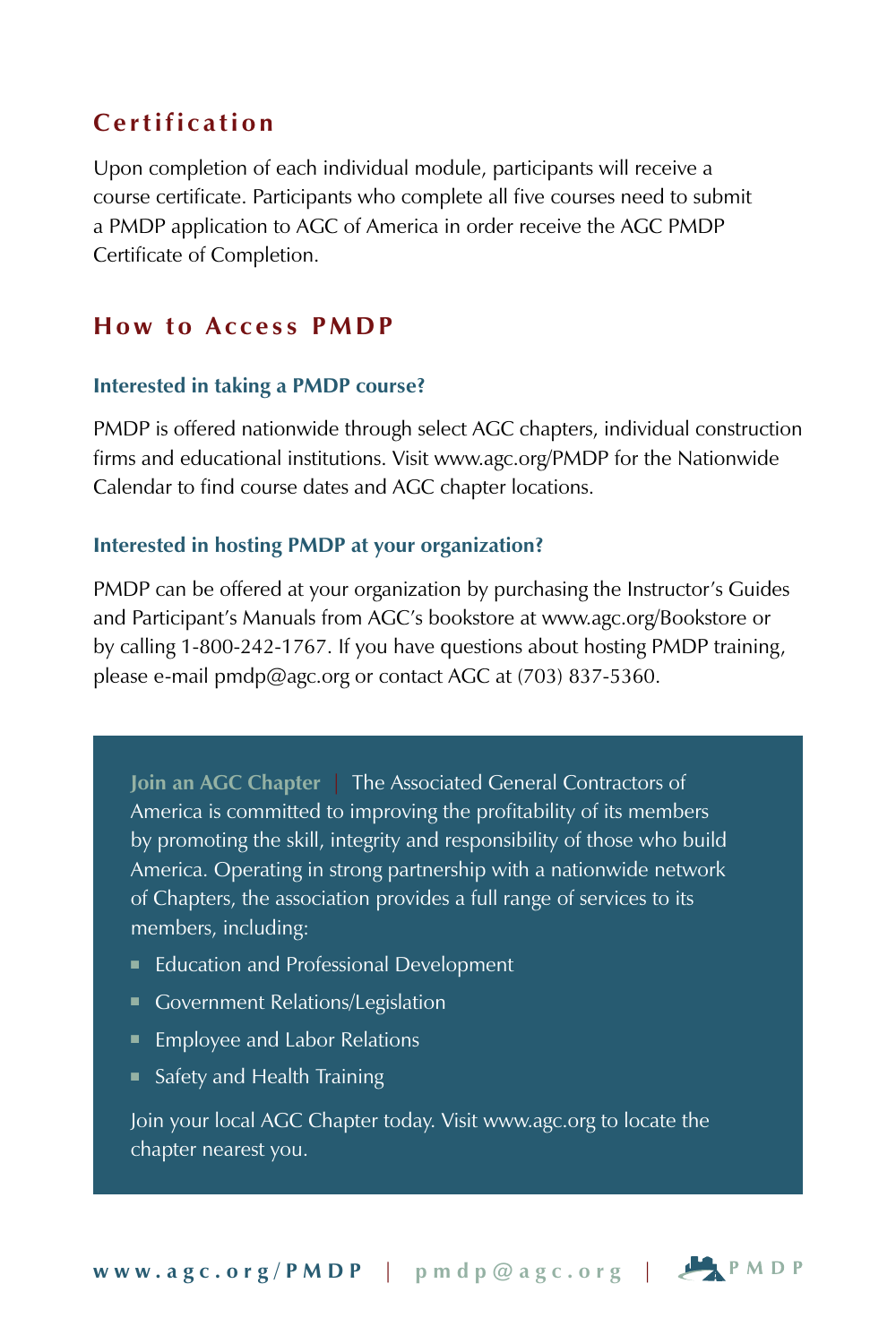## Certification

Upon completion of each individual module, participants will receive a course certificate. Participants who complete all five courses need to submit a PMDP application to AGC of America in order receive the AGC PMDP Certificate of Completion.

## How to Access PMDP

### Interested in taking a PMDP course?

PMDP is offered nationwide through select AGC chapters, individual construction firms and educational institutions. Visit www.agc.org/PMDP for the Nationwide Calendar to find course dates and AGC chapter locations.

### Interested in hosting PMDP at your organization?

PMDP can be offered at your organization by purchasing the Instructor's Guides and Participant's Manuals from AGC's bookstore at www.agc.org/Bookstore or by calling 1-800-242-1767. If you have questions about hosting PMDP training, please e-mail pmdp@agc.org or contact AGC at (703) 837-5360.

**Join an AGC Chapter** | The Associated General Contractors of America is committed to improving the profitability of its members by promoting the skill, integrity and responsibility of those who build America. Operating in strong partnership with a nationwide network of Chapters, the association provides a full range of services to its members, including:

- Education and Professional Development
- Government Relations/Legislation
- Employee and Labor Relations
- Safety and Health Training

Join your local AGC Chapter today. Visit www.agc.org to locate the chapter nearest you.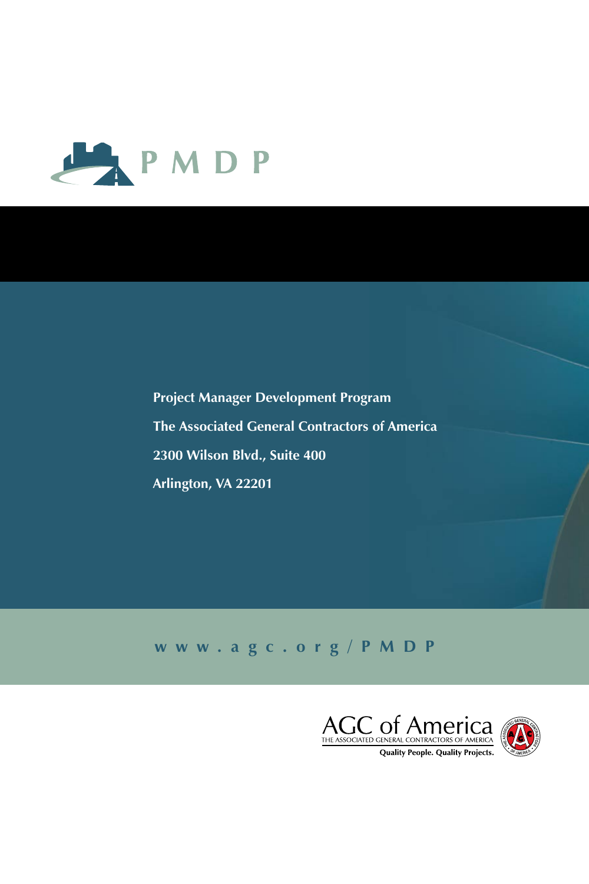PMDP

Project Manager Development Program

The Associated General Contractors of America

2300 Wilson Blvd., Suite 400

Arlington, VA 22201

www.agc.org/PMDP

AGC of America

THE ASSOCIATED GENERAL CONTRACTORS OF AMERICA

Quality People. Quality Projects.